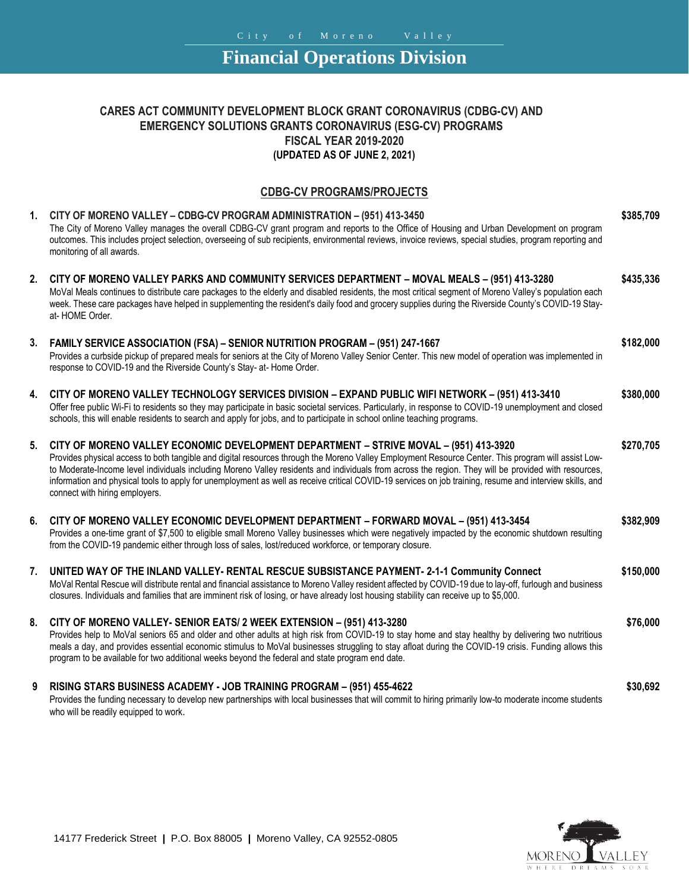City of Moreno Valley

# Financial Operations Division

## CARES ACT COMMUNITY DEVELOPMENT BLOCK GRANT CORONAVIRUS (CDBG-CV) AND EMERGENCY SOLUTIONS GRANTS CORONAVIRUS (ESG-CV) PROGRAMS FISCAL YEAR 2019-2020

**(UPDATED AS OF JUNE 2, 2021)**

## CDBG-CV PROGRAMS/PROJECTS

1. **CITY OF MORENO VALLEY – CDBG-CV PROGRAM ADMINISTRATION – (951) 413-3450** — **$385,709**
   The City of Moreno Valley manages the overall CDBG-CV grant program and reports to the Office of Housing and Urban Development on program outcomes. This includes project selection, overseeing of sub recipients, environmental reviews, invoice reviews, special studies, program reporting and monitoring of all awards.

2. **CITY OF MORENO VALLEY PARKS AND COMMUNITY SERVICES DEPARTMENT – MOVAL MEALS – (951) 413-3280** — **$435,336**
   MoVal Meals continues to distribute care packages to the elderly and disabled residents, the most critical segment of Moreno Valley's population each week. These care packages have helped in supplementing the resident's daily food and grocery supplies during the Riverside County's COVID-19 Stay-at- HOME Order.

3. **FAMILY SERVICE ASSOCIATION (FSA) – SENIOR NUTRITION PROGRAM – (951) 247-1667** — **$182,000**
   Provides a curbside pickup of prepared meals for seniors at the City of Moreno Valley Senior Center. This new model of operation was implemented in response to COVID-19 and the Riverside County's Stay- at- Home Order.

4. **CITY OF MORENO VALLEY TECHNOLOGY SERVICES DIVISION – EXPAND PUBLIC WIFI NETWORK – (951) 413-3410** — **$380,000**
   Offer free public Wi-Fi to residents so they may participate in basic societal services. Particularly, in response to COVID-19 unemployment and closed schools, this will enable residents to search and apply for jobs, and to participate in school online teaching programs.

5. **CITY OF MORENO VALLEY ECONOMIC DEVELOPMENT DEPARTMENT – STRIVE MOVAL – (951) 413-3920** — **$270,705**
   Provides physical access to both tangible and digital resources through the Moreno Valley Employment Resource Center. This program will assist Low-to Moderate-Income level individuals including Moreno Valley residents and individuals from across the region. They will be provided with resources, information and physical tools to apply for unemployment as well as receive critical COVID-19 services on job training, resume and interview skills, and connect with hiring employers.

6. **CITY OF MORENO VALLEY ECONOMIC DEVELOPMENT DEPARTMENT – FORWARD MOVAL – (951) 413-3454** — **$382,909**
   Provides a one-time grant of $7,500 to eligible small Moreno Valley businesses which were negatively impacted by the economic shutdown resulting from the COVID-19 pandemic either through loss of sales, lost/reduced workforce, or temporary closure.

7. **UNITED WAY OF THE INLAND VALLEY- RENTAL RESCUE SUBSISTANCE PAYMENT- 2-1-1 Community Connect** — **$150,000**
   MoVal Rental Rescue will distribute rental and financial assistance to Moreno Valley resident affected by COVID-19 due to lay-off, furlough and business closures. Individuals and families that are imminent risk of losing, or have already lost housing stability can receive up to $5,000.

8. **CITY OF MORENO VALLEY- SENIOR EATS/ 2 WEEK EXTENSION – (951) 413-3280** — **$76,000**
   Provides help to MoVal seniors 65 and older and other adults at high risk from COVID-19 to stay home and stay healthy by delivering two nutritious meals a day, and provides essential economic stimulus to MoVal businesses struggling to stay afloat during the COVID-19 crisis. Funding allows this program to be available for two additional weeks beyond the federal and state program end date.

9. **RISING STARS BUSINESS ACADEMY - JOB TRAINING PROGRAM – (951) 455-4622** — **$30,692**
   Provides the funding necessary to develop new partnerships with local businesses that will commit to hiring primarily low-to moderate income students who will be readily equipped to work.

14177 Frederick Street | P.O. Box 88005 | Moreno Valley, CA 92552-0805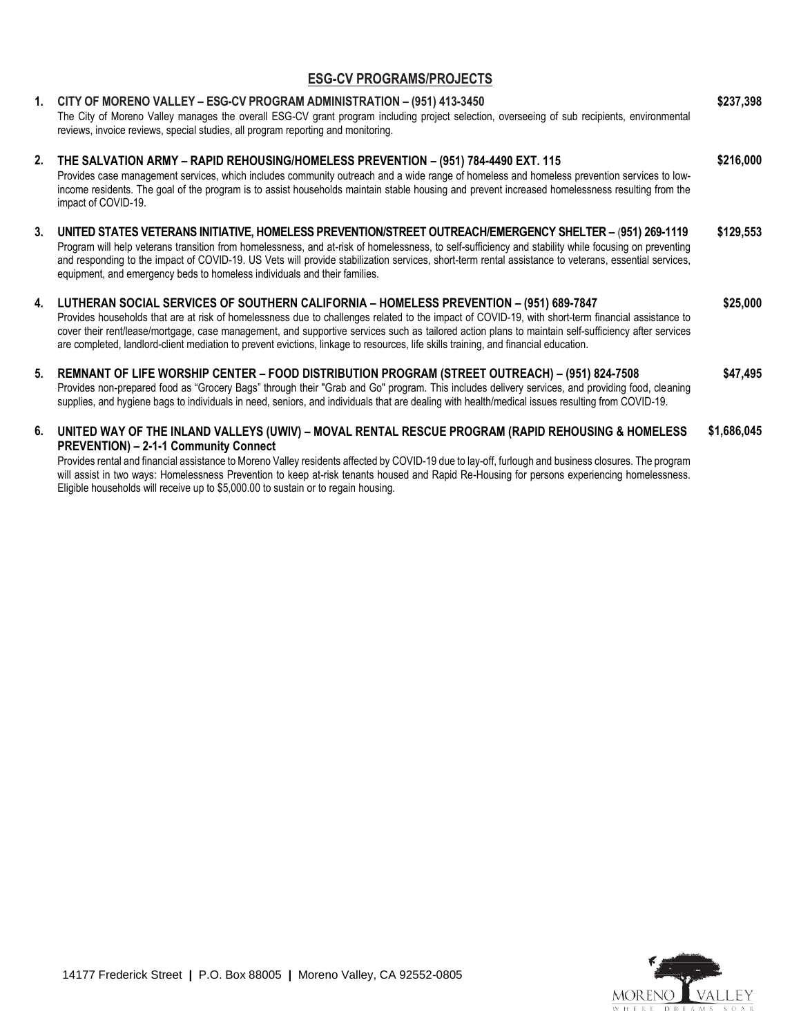## ESG-CV PROGRAMS/PROJECTS

1. **CITY OF MORENO VALLEY – ESG-CV PROGRAM ADMINISTRATION – (951) 413-3450** **$237,398**
   The City of Moreno Valley manages the overall ESG-CV grant program including project selection, overseeing of sub recipients, environmental reviews, invoice reviews, special studies, all program reporting and monitoring.

2. **THE SALVATION ARMY – RAPID REHOUSING/HOMELESS PREVENTION – (951) 784-4490 EXT. 115** **$216,000**
   Provides case management services, which includes community outreach and a wide range of homeless and homeless prevention services to low-income residents. The goal of the program is to assist households maintain stable housing and prevent increased homelessness resulting from the impact of COVID-19.

3. **UNITED STATES VETERANS INITIATIVE, HOMELESS PREVENTION/STREET OUTREACH/EMERGENCY SHELTER – (951) 269-1119** **$129,553**
   Program will help veterans transition from homelessness, and at-risk of homelessness, to self-sufficiency and stability while focusing on preventing and responding to the impact of COVID-19. US Vets will provide stabilization services, short-term rental assistance to veterans, essential services, equipment, and emergency beds to homeless individuals and their families.

4. **LUTHERAN SOCIAL SERVICES OF SOUTHERN CALIFORNIA – HOMELESS PREVENTION – (951) 689-7847** **$25,000**
   Provides households that are at risk of homelessness due to challenges related to the impact of COVID-19, with short-term financial assistance to cover their rent/lease/mortgage, case management, and supportive services such as tailored action plans to maintain self-sufficiency after services are completed, landlord-client mediation to prevent evictions, linkage to resources, life skills training, and financial education.

5. **REMNANT OF LIFE WORSHIP CENTER – FOOD DISTRIBUTION PROGRAM (STREET OUTREACH) – (951) 824-7508** **$47,495**
   Provides non-prepared food as "Grocery Bags" through their "Grab and Go" program. This includes delivery services, and providing food, cleaning supplies, and hygiene bags to individuals in need, seniors, and individuals that are dealing with health/medical issues resulting from COVID-19.

6. **UNITED WAY OF THE INLAND VALLEYS (UWIV) – MOVAL RENTAL RESCUE PROGRAM (RAPID REHOUSING & HOMELESS PREVENTION) – 2-1-1 Community Connect** **$1,686,045**
   Provides rental and financial assistance to Moreno Valley residents affected by COVID-19 due to lay-off, furlough and business closures. The program will assist in two ways: Homelessness Prevention to keep at-risk tenants housed and Rapid Re-Housing for persons experiencing homelessness. Eligible households will receive up to $5,000.00 to sustain or to regain housing.

14177 Frederick Street | P.O. Box 88005 | Moreno Valley, CA 92552-0805